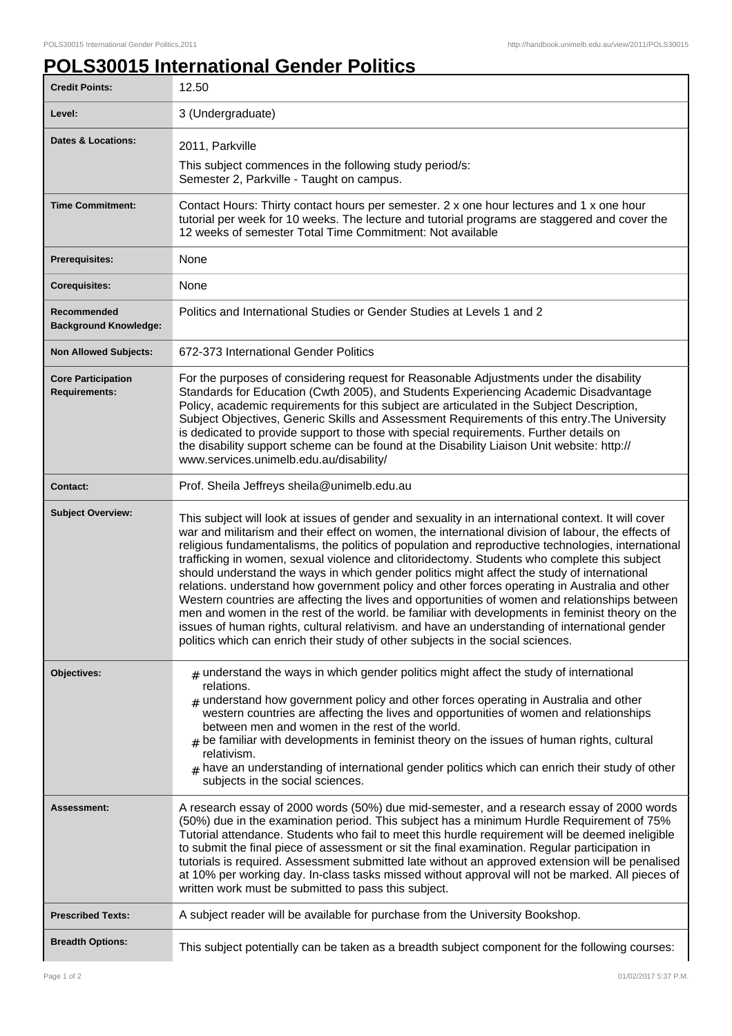# POLS30015 International Gender Politics

| | |
|---|---|
| **Credit Points:** | 12.50 |
| **Level:** | 3 (Undergraduate) |
| **Dates & Locations:** | 2011, Parkville<br>This subject commences in the following study period/s:<br>Semester 2, Parkville - Taught on campus. |
| **Time Commitment:** | Contact Hours: Thirty contact hours per semester. 2 x one hour lectures and 1 x one hour tutorial per week for 10 weeks. The lecture and tutorial programs are staggered and cover the 12 weeks of semester Total Time Commitment: Not available |
| **Prerequisites:** | None |
| **Corequisites:** | None |
| **Recommended Background Knowledge:** | Politics and International Studies or Gender Studies at Levels 1 and 2 |
| **Non Allowed Subjects:** | 672-373 International Gender Politics |
| **Core Participation Requirements:** | For the purposes of considering request for Reasonable Adjustments under the disability Standards for Education (Cwth 2005), and Students Experiencing Academic Disadvantage Policy, academic requirements for this subject are articulated in the Subject Description, Subject Objectives, Generic Skills and Assessment Requirements of this entry.The University is dedicated to provide support to those with special requirements. Further details on the disability support scheme can be found at the Disability Liaison Unit website: http://www.services.unimelb.edu.au/disability/ |
| **Contact:** | Prof. Sheila Jeffreys sheila@unimelb.edu.au |
| **Subject Overview:** | This subject will look at issues of gender and sexuality in an international context. It will cover war and militarism and their effect on women, the international division of labour, the effects of religious fundamentalisms, the politics of population and reproductive technologies, international trafficking in women, sexual violence and clitoridectomy. Students who complete this subject should understand the ways in which gender politics might affect the study of international relations. understand how government policy and other forces operating in Australia and other Western countries are affecting the lives and opportunities of women and relationships between men and women in the rest of the world. be familiar with developments in feminist theory on the issues of human rights, cultural relativism. and have an understanding of international gender politics which can enrich their study of other subjects in the social sciences. |
| **Objectives:** | # understand the ways in which gender politics might affect the study of international relations.<br># understand how government policy and other forces operating in Australia and other western countries are affecting the lives and opportunities of women and relationships between men and women in the rest of the world.<br># be familiar with developments in feminist theory on the issues of human rights, cultural relativism.<br># have an understanding of international gender politics which can enrich their study of other subjects in the social sciences. |
| **Assessment:** | A research essay of 2000 words (50%) due mid-semester, and a research essay of 2000 words (50%) due in the examination period. This subject has a minimum Hurdle Requirement of 75% Tutorial attendance. Students who fail to meet this hurdle requirement will be deemed ineligible to submit the final piece of assessment or sit the final examination. Regular participation in tutorials is required. Assessment submitted late without an approved extension will be penalised at 10% per working day. In-class tasks missed without approval will not be marked. All pieces of written work must be submitted to pass this subject. |
| **Prescribed Texts:** | A subject reader will be available for purchase from the University Bookshop. |
| **Breadth Options:** | This subject potentially can be taken as a breadth subject component for the following courses: |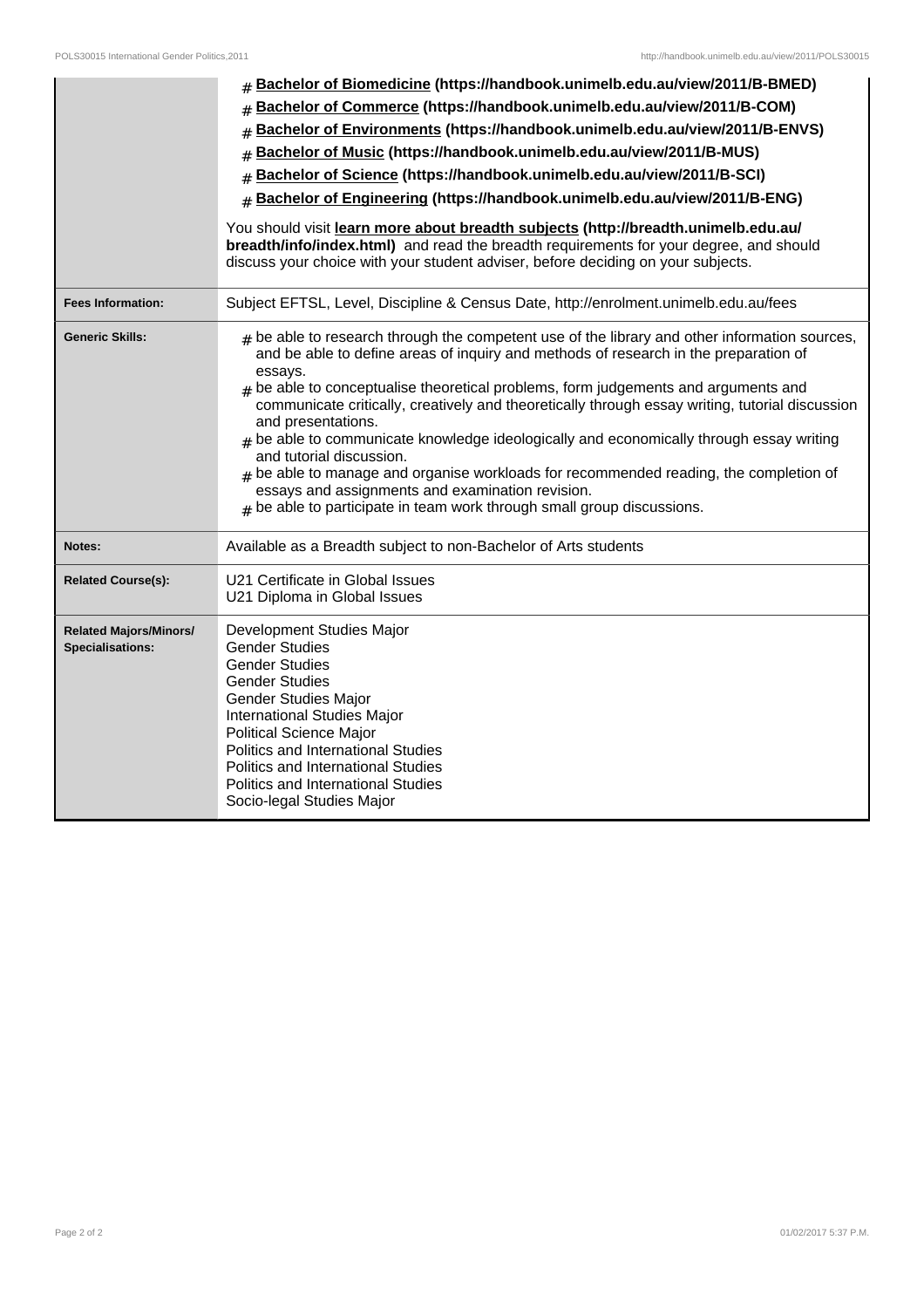| | |
|---|---|
| | # **Bachelor of Biomedicine (https://handbook.unimelb.edu.au/view/2011/B-BMED)**<br># **Bachelor of Commerce (https://handbook.unimelb.edu.au/view/2011/B-COM)**<br># **Bachelor of Environments (https://handbook.unimelb.edu.au/view/2011/B-ENVS)**<br># **Bachelor of Music (https://handbook.unimelb.edu.au/view/2011/B-MUS)**<br># **Bachelor of Science (https://handbook.unimelb.edu.au/view/2011/B-SCI)**<br># **Bachelor of Engineering (https://handbook.unimelb.edu.au/view/2011/B-ENG)**<br><br>You should visit **learn more about breadth subjects (http://breadth.unimelb.edu.au/breadth/info/index.html)** and read the breadth requirements for your degree, and should discuss your choice with your student adviser, before deciding on your subjects. |
| **Fees Information:** | Subject EFTSL, Level, Discipline & Census Date, http://enrolment.unimelb.edu.au/fees |
| **Generic Skills:** | # be able to research through the competent use of the library and other information sources, and be able to define areas of inquiry and methods of research in the preparation of essays.<br># be able to conceptualise theoretical problems, form judgements and arguments and communicate critically, creatively and theoretically through essay writing, tutorial discussion and presentations.<br># be able to communicate knowledge ideologically and economically through essay writing and tutorial discussion.<br># be able to manage and organise workloads for recommended reading, the completion of essays and assignments and examination revision.<br># be able to participate in team work through small group discussions. |
| **Notes:** | Available as a Breadth subject to non-Bachelor of Arts students |
| **Related Course(s):** | U21 Certificate in Global Issues<br>U21 Diploma in Global Issues |
| **Related Majors/Minors/ Specialisations:** | Development Studies Major<br>Gender Studies<br>Gender Studies<br>Gender Studies<br>Gender Studies Major<br>International Studies Major<br>Political Science Major<br>Politics and International Studies<br>Politics and International Studies<br>Politics and International Studies<br>Socio-legal Studies Major |